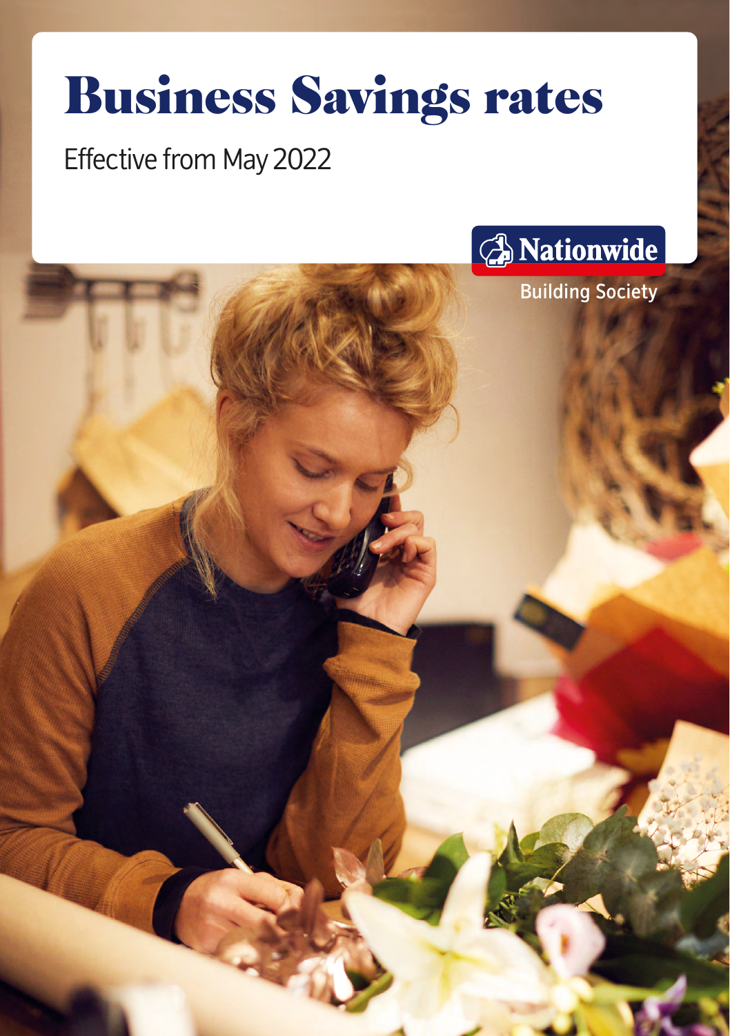# Business Savings rates

Effective from May 2022

Nationwide Building Society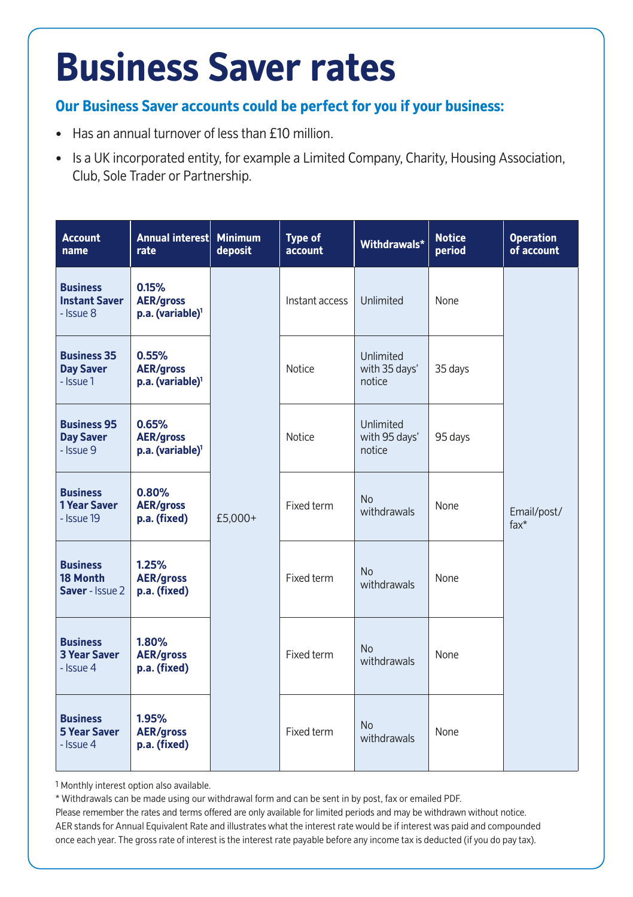# Business Saver rates

## Our Business Saver accounts could be perfect for you if your business:

- Has an annual turnover of less than £10 million.
- Is a UK incorporated entity, for example a Limited Company, Charity, Housing Association, Club, Sole Trader or Partnership.

| Account name | Annual interest rate | Minimum deposit | Type of account | Withdrawals* | Notice period | Operation of account |
|---|---|---|---|---|---|---|
| **Business Instant Saver** - Issue 8 | **0.15% AER/gross p.a. (variable)**[1] | £5,000+ | Instant access | Unlimited | None | Email/post/ fax* |
| **Business 35 Day Saver** - Issue 1 | **0.55% AER/gross p.a. (variable)**[1] | £5,000+ | Notice | Unlimited with 35 days' notice | 35 days | Email/post/ fax* |
| **Business 95 Day Saver** - Issue 9 | **0.65% AER/gross p.a. (variable)**[1] | £5,000+ | Notice | Unlimited with 95 days' notice | 95 days | Email/post/ fax* |
| **Business 1 Year Saver** - Issue 19 | **0.80% AER/gross p.a. (fixed)** | £5,000+ | Fixed term | No withdrawals | None | Email/post/ fax* |
| **Business 18 Month Saver** - Issue 2 | **1.25% AER/gross p.a. (fixed)** | £5,000+ | Fixed term | No withdrawals | None | Email/post/ fax* |
| **Business 3 Year Saver** - Issue 4 | **1.80% AER/gross p.a. (fixed)** | £5,000+ | Fixed term | No withdrawals | None | Email/post/ fax* |
| **Business 5 Year Saver** - Issue 4 | **1.95% AER/gross p.a. (fixed)** | £5,000+ | Fixed term | No withdrawals | None | Email/post/ fax* |

[1] Monthly interest option also available.

* Withdrawals can be made using our withdrawal form and can be sent in by post, fax or emailed PDF.

Please remember the rates and terms offered are only available for limited periods and may be withdrawn without notice.

AER stands for Annual Equivalent Rate and illustrates what the interest rate would be if interest was paid and compounded once each year. The gross rate of interest is the interest rate payable before any income tax is deducted (if you do pay tax).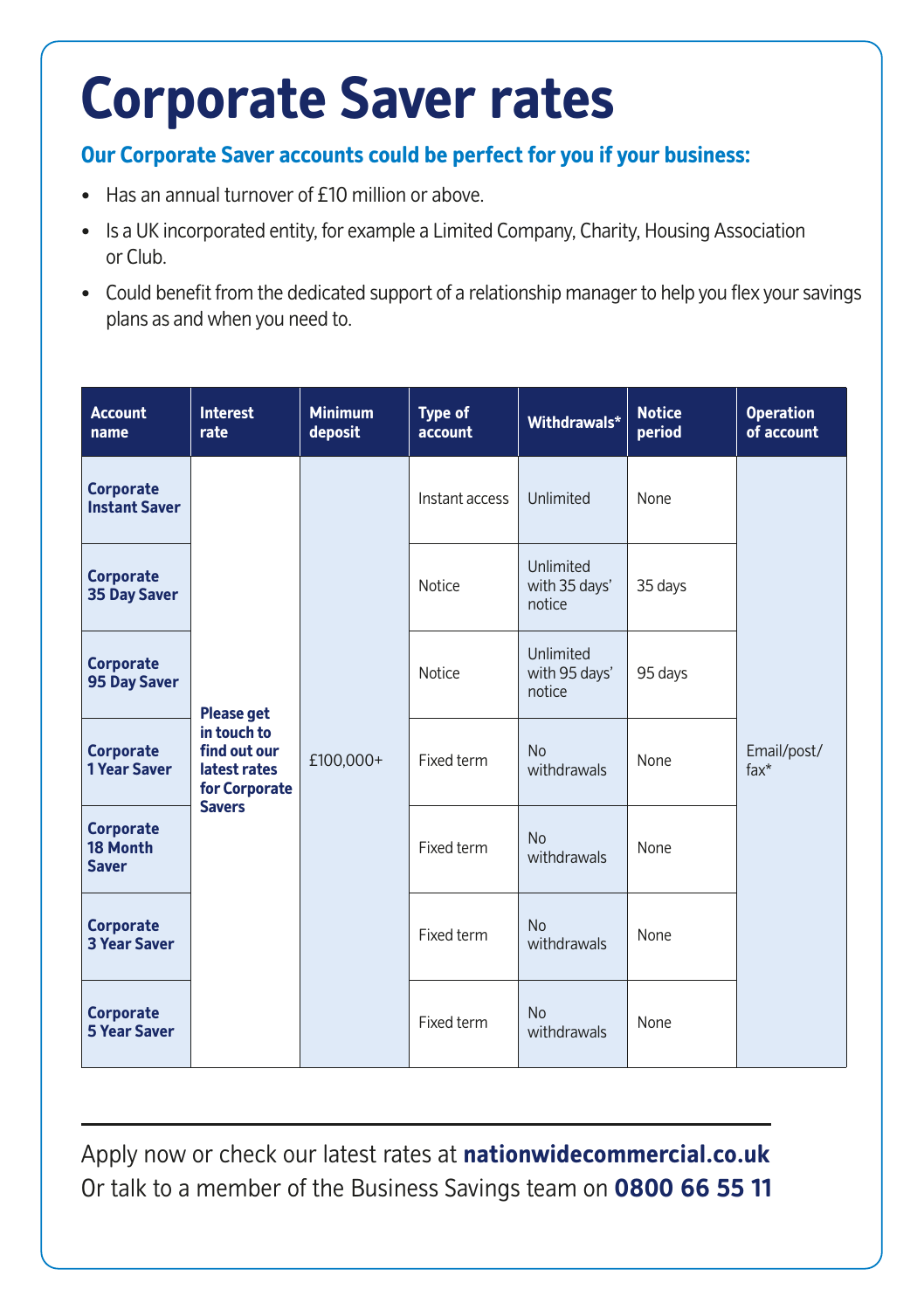# Corporate Saver rates

**Our Corporate Saver accounts could be perfect for you if your business:**

- Has an annual turnover of £10 million or above.
- Is a UK incorporated entity, for example a Limited Company, Charity, Housing Association or Club.
- Could benefit from the dedicated support of a relationship manager to help you flex your savings plans as and when you need to.

| Account name | Interest rate | Minimum deposit | Type of account | Withdrawals* | Notice period | Operation of account |
|---|---|---|---|---|---|---|
| **Corporate Instant Saver** | **Please get in touch to find out our latest rates for Corporate Savers** | £100,000+ | Instant access | Unlimited | None | Email/post/fax* |
| **Corporate 35 Day Saver** | | | Notice | Unlimited with 35 days' notice | 35 days | |
| **Corporate 95 Day Saver** | | | Notice | Unlimited with 95 days' notice | 95 days | |
| **Corporate 1 Year Saver** | | | Fixed term | No withdrawals | None | |
| **Corporate 18 Month Saver** | | | Fixed term | No withdrawals | None | |
| **Corporate 3 Year Saver** | | | Fixed term | No withdrawals | None | |
| **Corporate 5 Year Saver** | | | Fixed term | No withdrawals | None | |

Apply now or check our latest rates at **nationwidecommercial.co.uk**
Or talk to a member of the Business Savings team on **0800 66 55 11**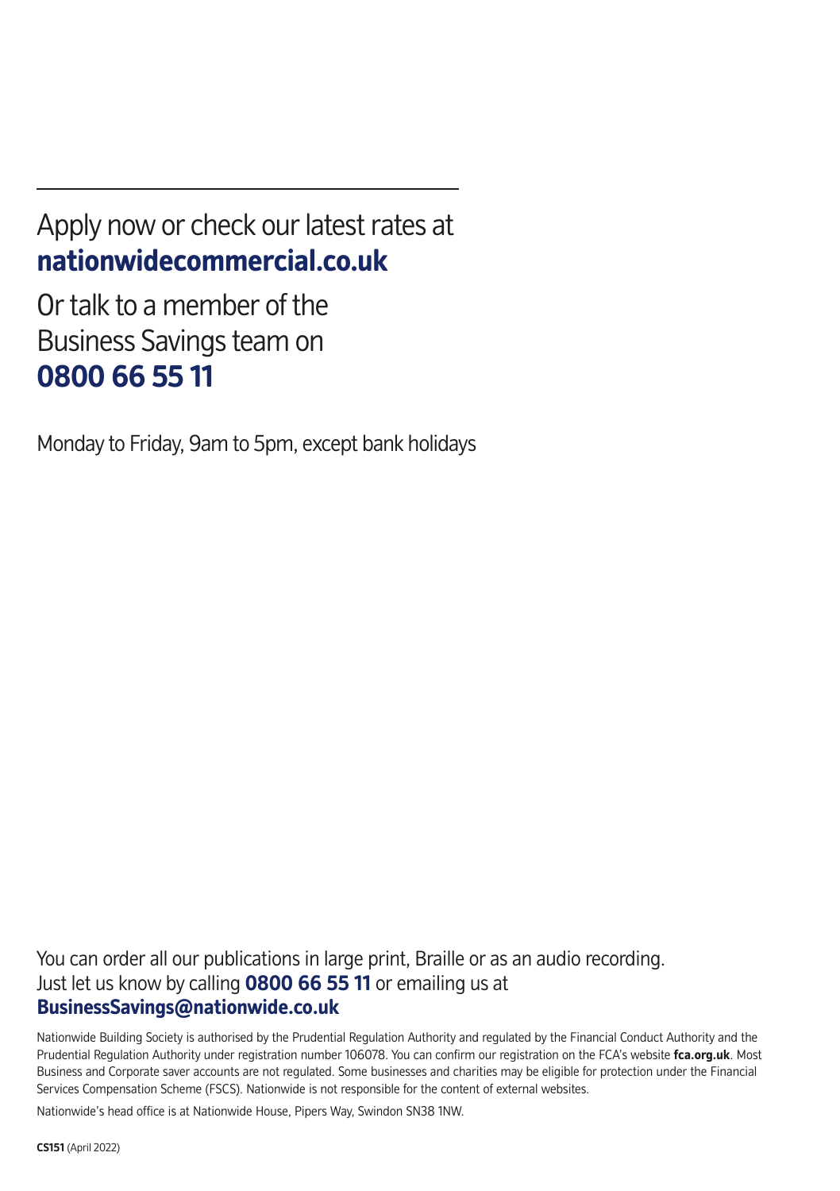Apply now or check our latest rates at **nationwidecommercial.co.uk**

Or talk to a member of the Business Savings team on **0800 66 55 11**

Monday to Friday, 9am to 5pm, except bank holidays

You can order all our publications in large print, Braille or as an audio recording. Just let us know by calling **0800 66 55 11** or emailing us at **BusinessSavings@nationwide.co.uk**

Nationwide Building Society is authorised by the Prudential Regulation Authority and regulated by the Financial Conduct Authority and the Prudential Regulation Authority under registration number 106078. You can confirm our registration on the FCA's website **fca.org.uk**. Most Business and Corporate saver accounts are not regulated. Some businesses and charities may be eligible for protection under the Financial Services Compensation Scheme (FSCS). Nationwide is not responsible for the content of external websites.

Nationwide's head office is at Nationwide House, Pipers Way, Swindon SN38 1NW.

**CS151** (April 2022)